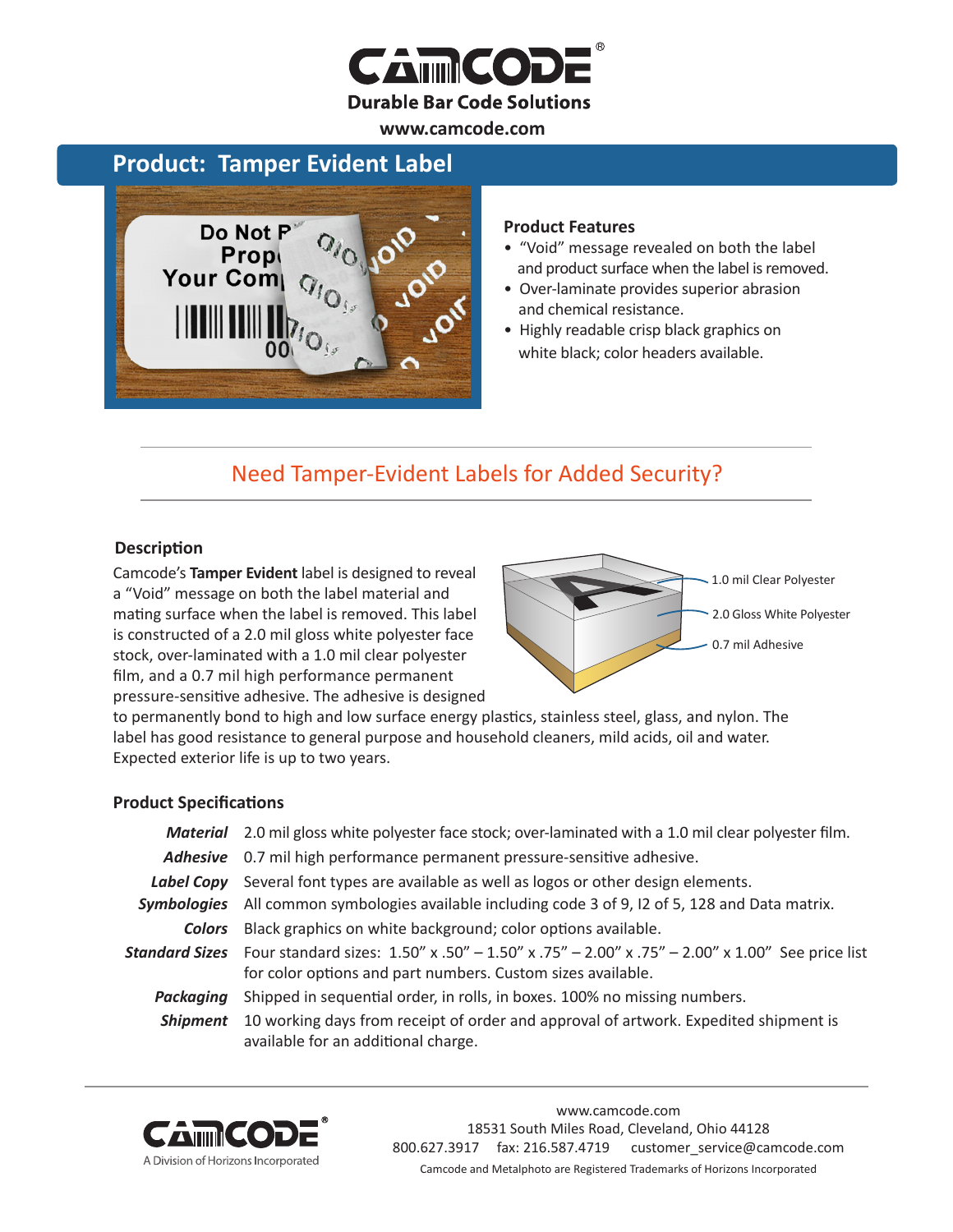# CAMCODE®

**Durable Bar Code Solutions**

**www.camcode.com**

## Product: Tamper Evident Label

### Product Features

- "Void" message revealed on both the label and product surface when the label is removed.
- Over-laminate provides superior abrasion and chemical resistance.
- Highly readable crisp black graphics on white black; color headers available.

## Need Tamper-Evident Labels for Added Security?

### Description

Camcode's **Tamper Evident** label is designed to reveal a "Void" message on both the label material and mating surface when the label is removed. This label is constructed of a 2.0 mil gloss white polyester face stock, over-laminated with a 1.0 mil clear polyester film, and a 0.7 mil high performance permanent pressure-sensitive adhesive. The adhesive is designed to permanently bond to high and low surface energy plastics, stainless steel, glass, and nylon. The label has good resistance to general purpose and household cleaners, mild acids, oil and water. Expected exterior life is up to two years.

1.0 mil Clear Polyester

2.0 Gloss White Polyester

0.7 mil Adhesive

### Product Specifications

| | |
|---|---|
| ***Material*** | 2.0 mil gloss white polyester face stock; over-laminated with a 1.0 mil clear polyester film. |
| ***Adhesive*** | 0.7 mil high performance permanent pressure-sensitive adhesive. |
| ***Label Copy*** | Several font types are available as well as logos or other design elements. |
| ***Symbologies*** | All common symbologies available including code 3 of 9, I2 of 5, 128 and Data matrix. |
| ***Colors*** | Black graphics on white background; color options available. |
| ***Standard Sizes*** | Four standard sizes: 1.50" x .50" – 1.50" x .75" – 2.00" x .75" – 2.00" x 1.00" See price list for color options and part numbers. Custom sizes available. |
| ***Packaging*** | Shipped in sequential order, in rolls, in boxes. 100% no missing numbers. |
| ***Shipment*** | 10 working days from receipt of order and approval of artwork. Expedited shipment is available for an additional charge. |

CAMCODE®
A Division of Horizons Incorporated

www.camcode.com
18531 South Miles Road, Cleveland, Ohio 44128
800.627.3917 fax: 216.587.4719 customer_service@camcode.com
Camcode and Metalphoto are Registered Trademarks of Horizons Incorporated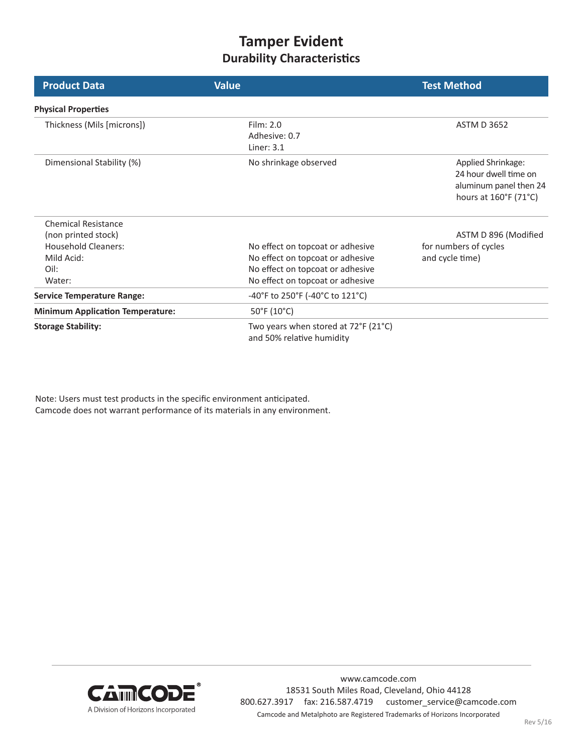# Tamper Evident
## Durability Characteristics

| Product Data | Value | Test Method |
|---|---|---|
| **Physical Properties** | | |
| Thickness (Mils [microns]) | Film: 2.0<br>Adhesive: 0.7<br>Liner: 3.1 | ASTM D 3652 |
| Dimensional Stability (%) | No shrinkage observed | Applied Shrinkage: 24 hour dwell time on aluminum panel then 24 hours at 160°F (71°C) |
| Chemical Resistance (non printed stock)<br>Household Cleaners:<br>Mild Acid:<br>Oil:<br>Water: | <br><br>No effect on topcoat or adhesive<br>No effect on topcoat or adhesive<br>No effect on topcoat or adhesive<br>No effect on topcoat or adhesive | ASTM D 896 (Modified for numbers of cycles and cycle time) |
| **Service Temperature Range:** | -40°F to 250°F (-40°C to 121°C) | |
| **Minimum Application Temperature:** | 50°F (10°C) | |
| **Storage Stability:** | Two years when stored at 72°F (21°C) and 50% relative humidity | |

Note: Users must test products in the specific environment anticipated.
Camcode does not warrant performance of its materials in any environment.

CAMCODE®
A Division of Horizons Incorporated

www.camcode.com
18531 South Miles Road, Cleveland, Ohio 44128
800.627.3917 fax: 216.587.4719 customer_service@camcode.com
Camcode and Metalphoto are Registered Trademarks of Horizons Incorporated

Rev 5/16